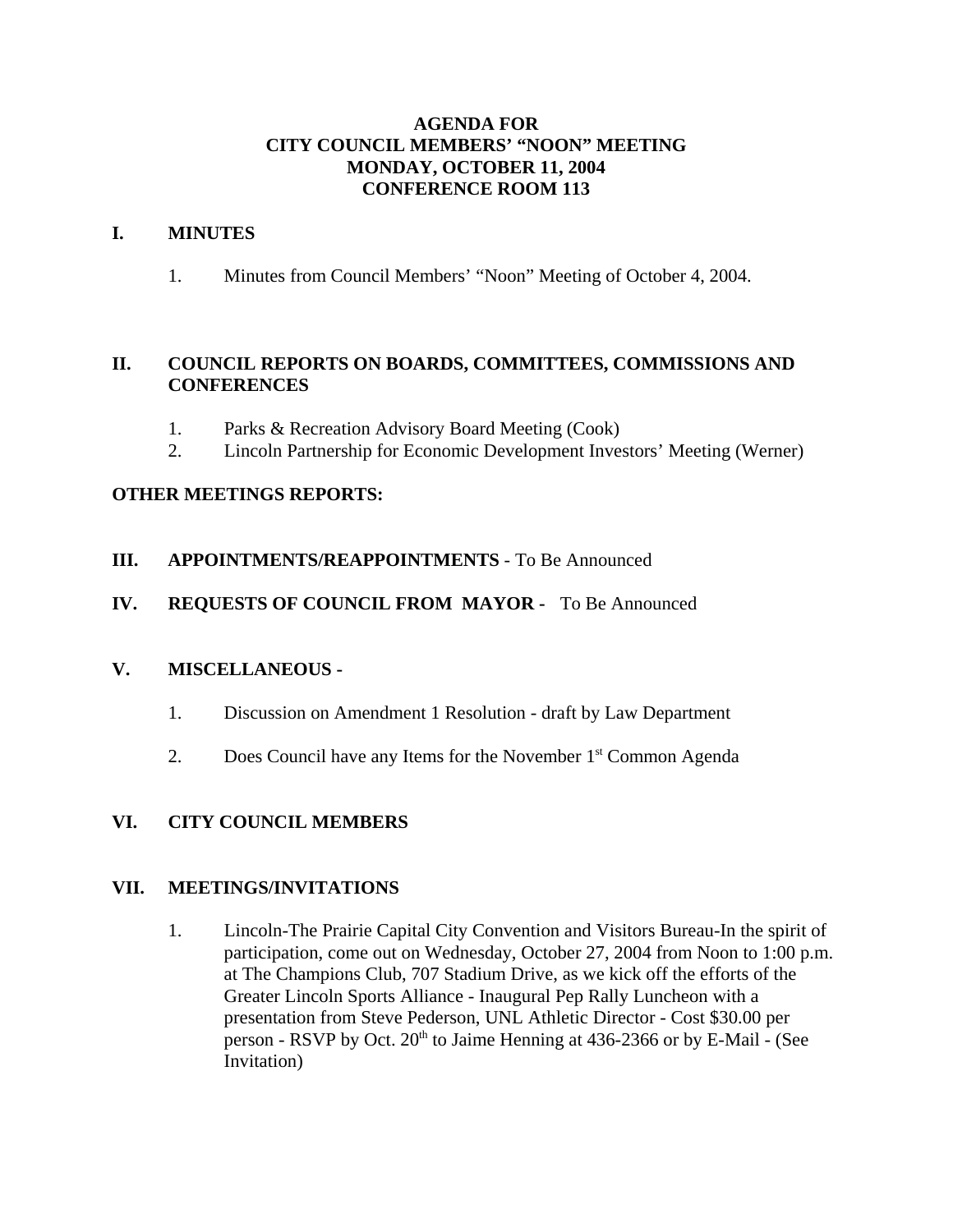# AGENDA FOR
# CITY COUNCIL MEMBERS' "NOON" MEETING
# MONDAY, OCTOBER 11, 2004
# CONFERENCE ROOM 113

## I. MINUTES

1. Minutes from Council Members' "Noon" Meeting of October 4, 2004.

## II. COUNCIL REPORTS ON BOARDS, COMMITTEES, COMMISSIONS AND CONFERENCES

1. Parks & Recreation Advisory Board Meeting (Cook)
2. Lincoln Partnership for Economic Development Investors' Meeting (Werner)

**OTHER MEETINGS REPORTS:**

## III. APPOINTMENTS/REAPPOINTMENTS - To Be Announced

## IV. REQUESTS OF COUNCIL FROM MAYOR - To Be Announced

## V. MISCELLANEOUS -

1. Discussion on Amendment 1 Resolution - draft by Law Department
2. Does Council have any Items for the November 1st Common Agenda

## VI. CITY COUNCIL MEMBERS

## VII. MEETINGS/INVITATIONS

1. Lincoln-The Prairie Capital City Convention and Visitors Bureau-In the spirit of participation, come out on Wednesday, October 27, 2004 from Noon to 1:00 p.m. at The Champions Club, 707 Stadium Drive, as we kick off the efforts of the Greater Lincoln Sports Alliance - Inaugural Pep Rally Luncheon with a presentation from Steve Pederson, UNL Athletic Director - Cost $30.00 per person - RSVP by Oct. 20th to Jaime Henning at 436-2366 or by E-Mail - (See Invitation)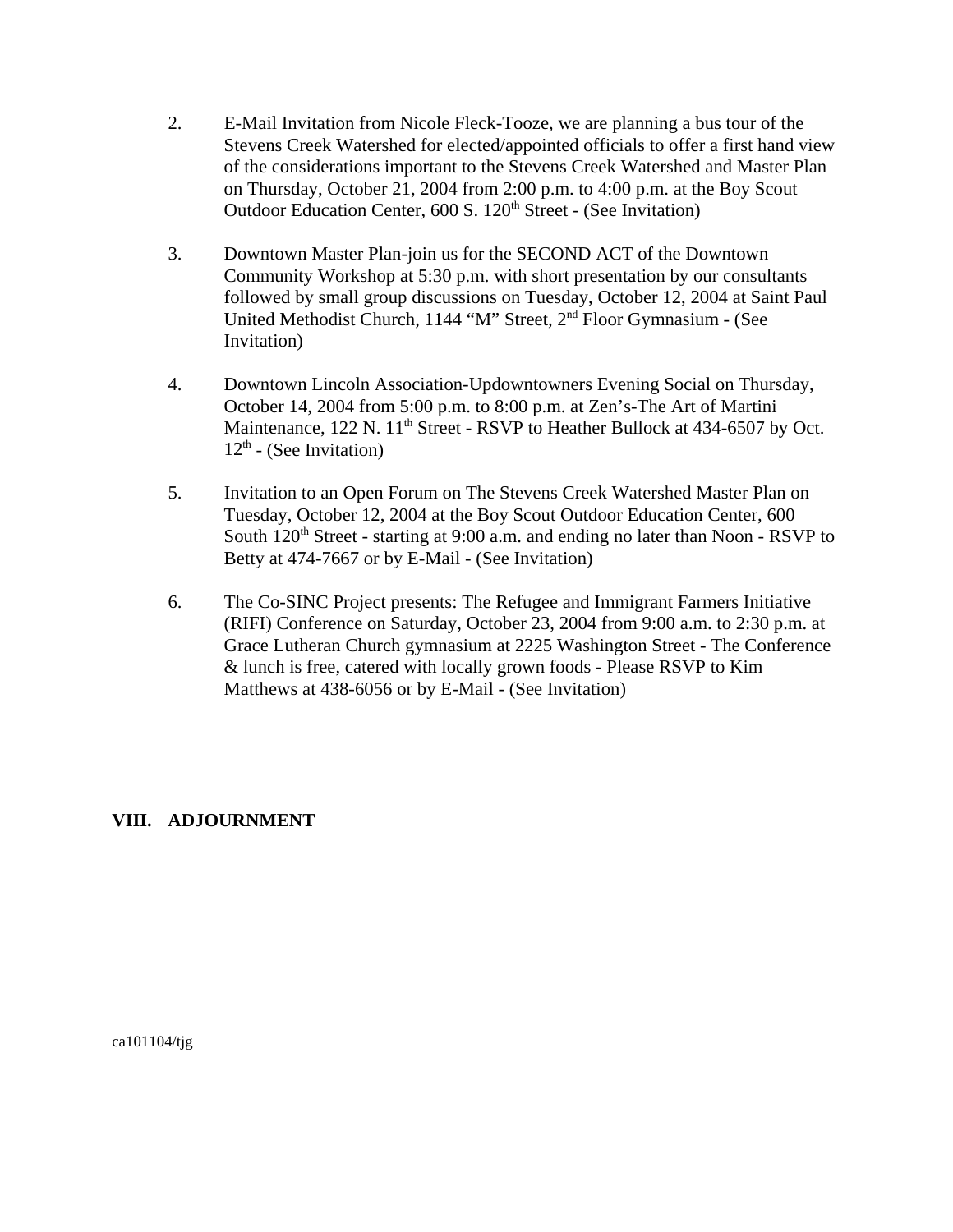2. E-Mail Invitation from Nicole Fleck-Tooze, we are planning a bus tour of the Stevens Creek Watershed for elected/appointed officials to offer a first hand view of the considerations important to the Stevens Creek Watershed and Master Plan on Thursday, October 21, 2004 from 2:00 p.m. to 4:00 p.m. at the Boy Scout Outdoor Education Center, 600 S. 120th Street - (See Invitation)

3. Downtown Master Plan-join us for the SECOND ACT of the Downtown Community Workshop at 5:30 p.m. with short presentation by our consultants followed by small group discussions on Tuesday, October 12, 2004 at Saint Paul United Methodist Church, 1144 "M" Street, 2nd Floor Gymnasium - (See Invitation)

4. Downtown Lincoln Association-Updowntowners Evening Social on Thursday, October 14, 2004 from 5:00 p.m. to 8:00 p.m. at Zen's-The Art of Martini Maintenance, 122 N. 11th Street - RSVP to Heather Bullock at 434-6507 by Oct. 12th - (See Invitation)

5. Invitation to an Open Forum on The Stevens Creek Watershed Master Plan on Tuesday, October 12, 2004 at the Boy Scout Outdoor Education Center, 600 South 120th Street - starting at 9:00 a.m. and ending no later than Noon - RSVP to Betty at 474-7667 or by E-Mail - (See Invitation)

6. The Co-SINC Project presents: The Refugee and Immigrant Farmers Initiative (RIFI) Conference on Saturday, October 23, 2004 from 9:00 a.m. to 2:30 p.m. at Grace Lutheran Church gymnasium at 2225 Washington Street - The Conference & lunch is free, catered with locally grown foods - Please RSVP to Kim Matthews at 438-6056 or by E-Mail - (See Invitation)

## VIII. ADJOURNMENT

ca101104/tjg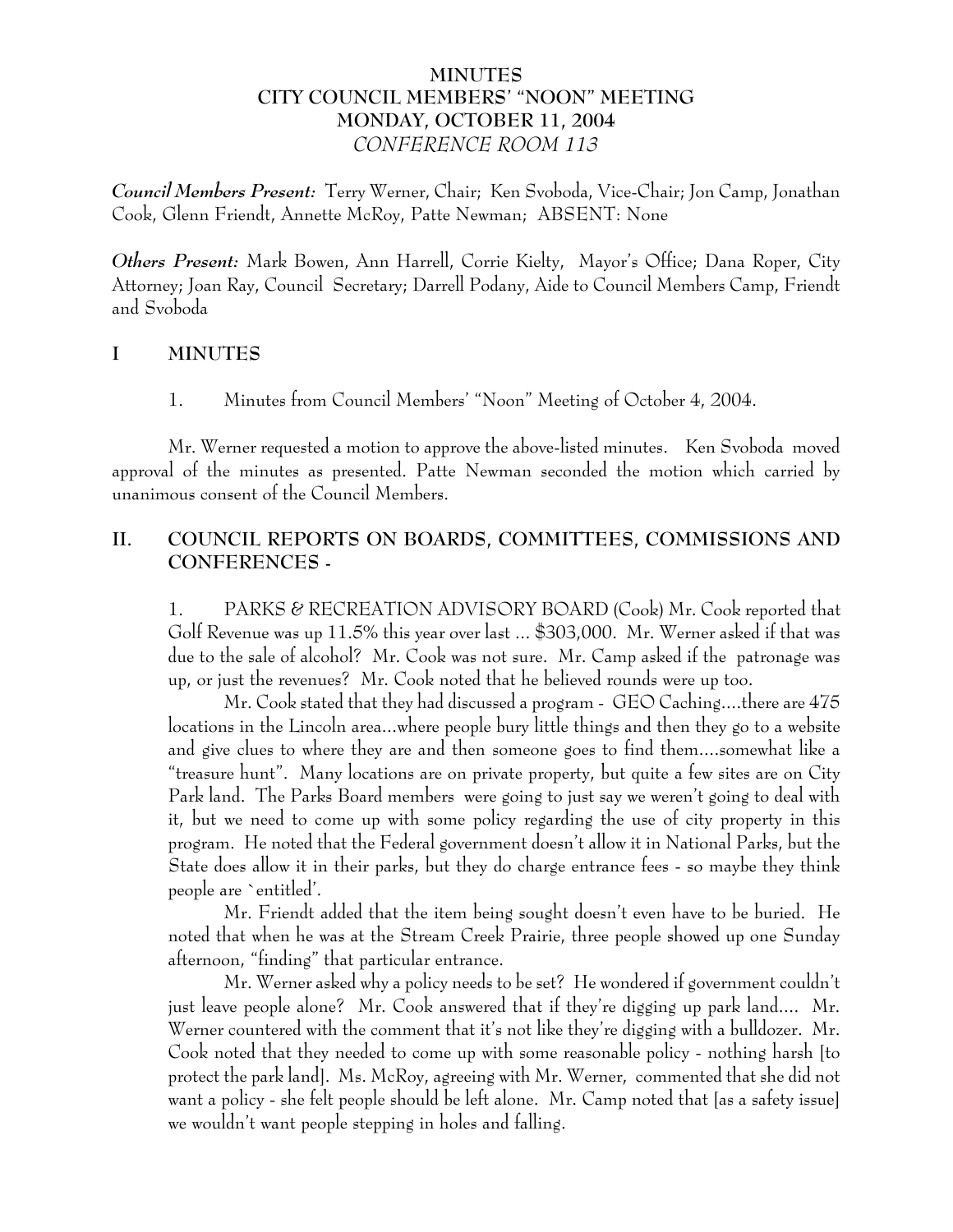# MINUTES
# CITY COUNCIL MEMBERS' "NOON" MEETING
# MONDAY, OCTOBER 11, 2004
# *CONFERENCE ROOM 113*

***Council Members Present:*** Terry Werner, Chair; Ken Svoboda, Vice-Chair; Jon Camp, Jonathan Cook, Glenn Friendt, Annette McRoy, Patte Newman; ABSENT: None

***Others Present:*** Mark Bowen, Ann Harrell, Corrie Kielty, Mayor's Office; Dana Roper, City Attorney; Joan Ray, Council Secretary; Darrell Podany, Aide to Council Members Camp, Friendt and Svoboda

## I MINUTES

1. Minutes from Council Members' "Noon" Meeting of October 4, 2004.

Mr. Werner requested a motion to approve the above-listed minutes. Ken Svoboda moved approval of the minutes as presented. Patte Newman seconded the motion which carried by unanimous consent of the Council Members.

## II. COUNCIL REPORTS ON BOARDS, COMMITTEES, COMMISSIONS AND CONFERENCES -

1. PARKS & RECREATION ADVISORY BOARD (Cook) Mr. Cook reported that Golf Revenue was up 11.5% this year over last ... $303,000. Mr. Werner asked if that was due to the sale of alcohol? Mr. Cook was not sure. Mr. Camp asked if the patronage was up, or just the revenues? Mr. Cook noted that he believed rounds were up too.

Mr. Cook stated that they had discussed a program - GEO Caching....there are 475 locations in the Lincoln area...where people bury little things and then they go to a website and give clues to where they are and then someone goes to find them....somewhat like a "treasure hunt". Many locations are on private property, but quite a few sites are on City Park land. The Parks Board members were going to just say we weren't going to deal with it, but we need to come up with some policy regarding the use of city property in this program. He noted that the Federal government doesn't allow it in National Parks, but the State does allow it in their parks, but they do charge entrance fees - so maybe they think people are `entitled'.

Mr. Friendt added that the item being sought doesn't even have to be buried. He noted that when he was at the Stream Creek Prairie, three people showed up one Sunday afternoon, "finding" that particular entrance.

Mr. Werner asked why a policy needs to be set? He wondered if government couldn't just leave people alone? Mr. Cook answered that if they're digging up park land.... Mr. Werner countered with the comment that it's not like they're digging with a bulldozer. Mr. Cook noted that they needed to come up with some reasonable policy - nothing harsh [to protect the park land]. Ms. McRoy, agreeing with Mr. Werner, commented that she did not want a policy - she felt people should be left alone. Mr. Camp noted that [as a safety issue] we wouldn't want people stepping in holes and falling.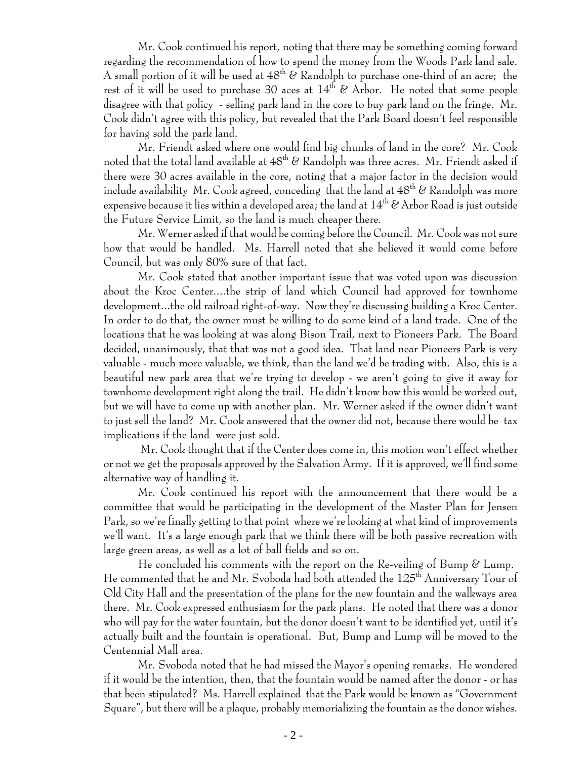Mr. Cook continued his report, noting that there may be something coming forward regarding the recommendation of how to spend the money from the Woods Park land sale. A small portion of it will be used at 48th & Randolph to purchase one-third of an acre; the rest of it will be used to purchase 30 aces at 14th & Arbor. He noted that some people disagree with that policy - selling park land in the core to buy park land on the fringe. Mr. Cook didn't agree with this policy, but revealed that the Park Board doesn't feel responsible for having sold the park land.

Mr. Friendt asked where one would find big chunks of land in the core? Mr. Cook noted that the total land available at 48th & Randolph was three acres. Mr. Friendt asked if there were 30 acres available in the core, noting that a major factor in the decision would include availability Mr. Cook agreed, conceding that the land at 48th & Randolph was more expensive because it lies within a developed area; the land at 14th & Arbor Road is just outside the Future Service Limit, so the land is much cheaper there.

Mr. Werner asked if that would be coming before the Council. Mr. Cook was not sure how that would be handled. Ms. Harrell noted that she believed it would come before Council, but was only 80% sure of that fact.

Mr. Cook stated that another important issue that was voted upon was discussion about the Kroc Center....the strip of land which Council had approved for townhome development...the old railroad right-of-way. Now they're discussing building a Kroc Center. In order to do that, the owner must be willing to do some kind of a land trade. One of the locations that he was looking at was along Bison Trail, next to Pioneers Park. The Board decided, unanimously, that that was not a good idea. That land near Pioneers Park is very valuable - much more valuable, we think, than the land we'd be trading with. Also, this is a beautiful new park area that we're trying to develop - we aren't going to give it away for townhome development right along the trail. He didn't know how this would be worked out, but we will have to come up with another plan. Mr. Werner asked if the owner didn't want to just sell the land? Mr. Cook answered that the owner did not, because there would be tax implications if the land were just sold.

Mr. Cook thought that if the Center does come in, this motion won't effect whether or not we get the proposals approved by the Salvation Army. If it is approved, we'll find some alternative way of handling it.

Mr. Cook continued his report with the announcement that there would be a committee that would be participating in the development of the Master Plan for Jensen Park, so we're finally getting to that point where we're looking at what kind of improvements we'll want. It's a large enough park that we think there will be both passive recreation with large green areas, as well as a lot of ball fields and so on.

He concluded his comments with the report on the Re-veiling of Bump & Lump. He commented that he and Mr. Svoboda had both attended the 125th Anniversary Tour of Old City Hall and the presentation of the plans for the new fountain and the walkways area there. Mr. Cook expressed enthusiasm for the park plans. He noted that there was a donor who will pay for the water fountain, but the donor doesn't want to be identified yet, until it's actually built and the fountain is operational. But, Bump and Lump will be moved to the Centennial Mall area.

Mr. Svoboda noted that he had missed the Mayor's opening remarks. He wondered if it would be the intention, then, that the fountain would be named after the donor - or has that been stipulated? Ms. Harrell explained that the Park would be known as "Government Square", but there will be a plaque, probably memorializing the fountain as the donor wishes.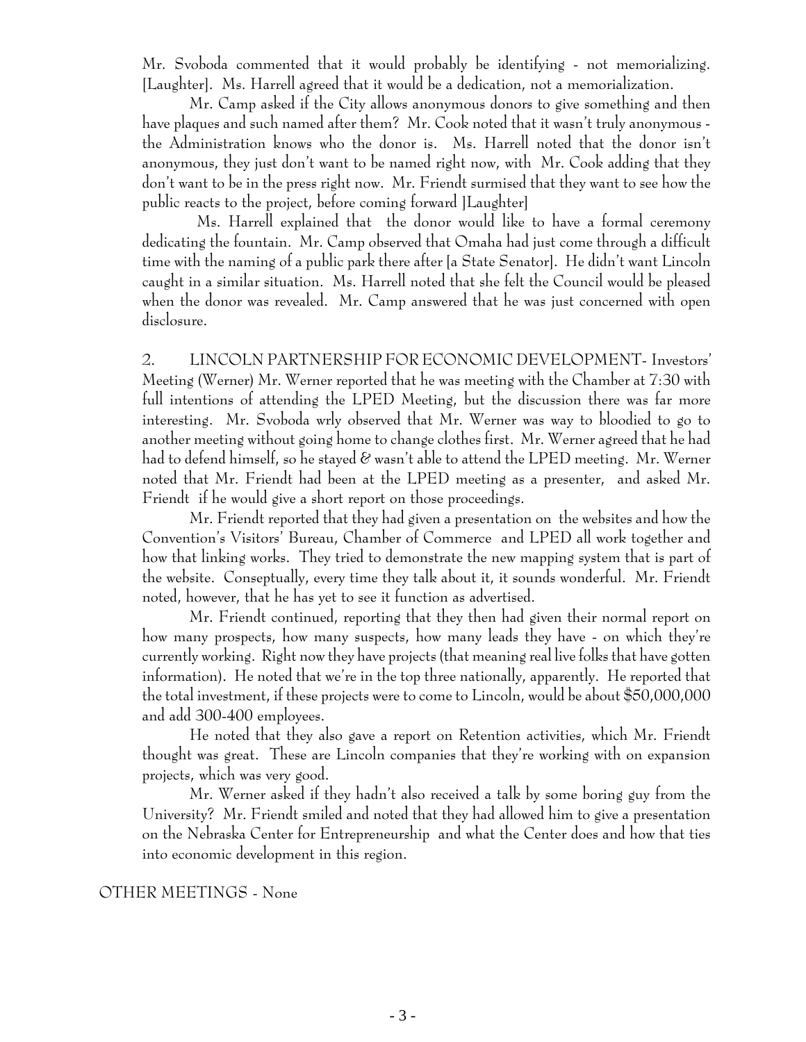Mr. Svoboda commented that it would probably be identifying - not memorializing. [Laughter]. Ms. Harrell agreed that it would be a dedication, not a memorialization.

Mr. Camp asked if the City allows anonymous donors to give something and then have plaques and such named after them? Mr. Cook noted that it wasn't truly anonymous - the Administration knows who the donor is. Ms. Harrell noted that the donor isn't anonymous, they just don't want to be named right now, with Mr. Cook adding that they don't want to be in the press right now. Mr. Friendt surmised that they want to see how the public reacts to the project, before coming forward ]Laughter]

Ms. Harrell explained that the donor would like to have a formal ceremony dedicating the fountain. Mr. Camp observed that Omaha had just come through a difficult time with the naming of a public park there after [a State Senator]. He didn't want Lincoln caught in a similar situation. Ms. Harrell noted that she felt the Council would be pleased when the donor was revealed. Mr. Camp answered that he was just concerned with open disclosure.

2. LINCOLN PARTNERSHIP FOR ECONOMIC DEVELOPMENT- Investors' Meeting (Werner) Mr. Werner reported that he was meeting with the Chamber at 7:30 with full intentions of attending the LPED Meeting, but the discussion there was far more interesting. Mr. Svoboda wrly observed that Mr. Werner was way to bloodied to go to another meeting without going home to change clothes first. Mr. Werner agreed that he had had to defend himself, so he stayed & wasn't able to attend the LPED meeting. Mr. Werner noted that Mr. Friendt had been at the LPED meeting as a presenter, and asked Mr. Friendt if he would give a short report on those proceedings.

Mr. Friendt reported that they had given a presentation on the websites and how the Convention's Visitors' Bureau, Chamber of Commerce and LPED all work together and how that linking works. They tried to demonstrate the new mapping system that is part of the website. Conseptually, every time they talk about it, it sounds wonderful. Mr. Friendt noted, however, that he has yet to see it function as advertised.

Mr. Friendt continued, reporting that they then had given their normal report on how many prospects, how many suspects, how many leads they have - on which they're currently working. Right now they have projects (that meaning real live folks that have gotten information). He noted that we're in the top three nationally, apparently. He reported that the total investment, if these projects were to come to Lincoln, would be about $50,000,000 and add 300-400 employees.

He noted that they also gave a report on Retention activities, which Mr. Friendt thought was great. These are Lincoln companies that they're working with on expansion projects, which was very good.

Mr. Werner asked if they hadn't also received a talk by some boring guy from the University? Mr. Friendt smiled and noted that they had allowed him to give a presentation on the Nebraska Center for Entrepreneurship and what the Center does and how that ties into economic development in this region.

OTHER MEETINGS - None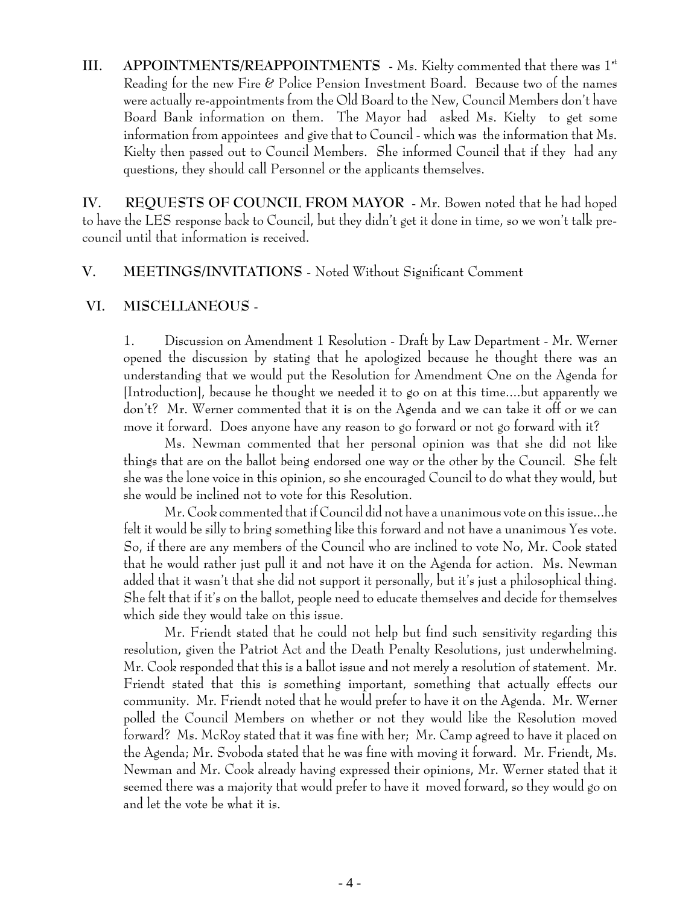**III. APPOINTMENTS/REAPPOINTMENTS** - Ms. Kielty commented that there was 1st Reading for the new Fire & Police Pension Investment Board. Because two of the names were actually re-appointments from the Old Board to the New, Council Members don't have Board Bank information on them. The Mayor had asked Ms. Kielty to get some information from appointees and give that to Council - which was the information that Ms. Kielty then passed out to Council Members. She informed Council that if they had any questions, they should call Personnel or the applicants themselves.

**IV. REQUESTS OF COUNCIL FROM MAYOR** - Mr. Bowen noted that he had hoped to have the LES response back to Council, but they didn't get it done in time, so we won't talk pre-council until that information is received.

**V. MEETINGS/INVITATIONS** - Noted Without Significant Comment

**VI. MISCELLANEOUS** -

1. Discussion on Amendment 1 Resolution - Draft by Law Department - Mr. Werner opened the discussion by stating that he apologized because he thought there was an understanding that we would put the Resolution for Amendment One on the Agenda for [Introduction], because he thought we needed it to go on at this time....but apparently we don't? Mr. Werner commented that it is on the Agenda and we can take it off or we can move it forward. Does anyone have any reason to go forward or not go forward with it?

Ms. Newman commented that her personal opinion was that she did not like things that are on the ballot being endorsed one way or the other by the Council. She felt she was the lone voice in this opinion, so she encouraged Council to do what they would, but she would be inclined not to vote for this Resolution.

Mr. Cook commented that if Council did not have a unanimous vote on this issue...he felt it would be silly to bring something like this forward and not have a unanimous Yes vote. So, if there are any members of the Council who are inclined to vote No, Mr. Cook stated that he would rather just pull it and not have it on the Agenda for action. Ms. Newman added that it wasn't that she did not support it personally, but it's just a philosophical thing. She felt that if it's on the ballot, people need to educate themselves and decide for themselves which side they would take on this issue.

Mr. Friendt stated that he could not help but find such sensitivity regarding this resolution, given the Patriot Act and the Death Penalty Resolutions, just underwhelming. Mr. Cook responded that this is a ballot issue and not merely a resolution of statement. Mr. Friendt stated that this is something important, something that actually effects our community. Mr. Friendt noted that he would prefer to have it on the Agenda. Mr. Werner polled the Council Members on whether or not they would like the Resolution moved forward? Ms. McRoy stated that it was fine with her; Mr. Camp agreed to have it placed on the Agenda; Mr. Svoboda stated that he was fine with moving it forward. Mr. Friendt, Ms. Newman and Mr. Cook already having expressed their opinions, Mr. Werner stated that it seemed there was a majority that would prefer to have it moved forward, so they would go on and let the vote be what it is.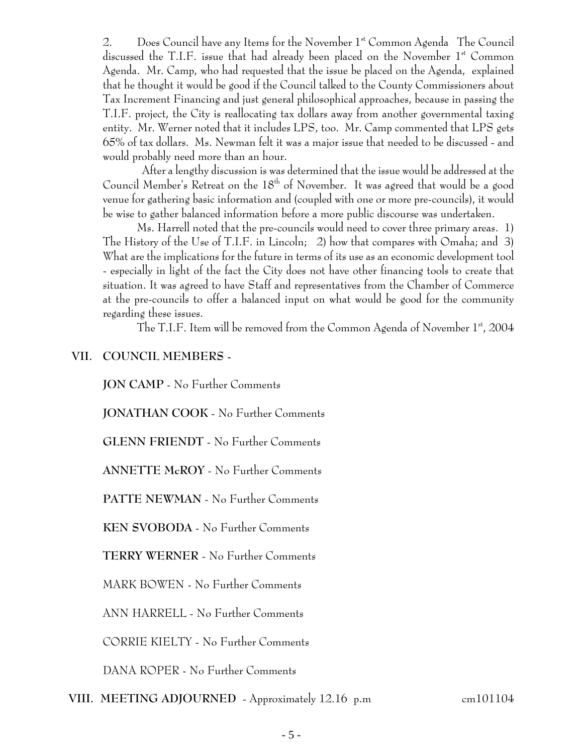2. Does Council have any Items for the November 1st Common Agenda The Council discussed the T.I.F. issue that had already been placed on the November 1st Common Agenda. Mr. Camp, who had requested that the issue be placed on the Agenda, explained that he thought it would be good if the Council talked to the County Commissioners about Tax Increment Financing and just general philosophical approaches, because in passing the T.I.F. project, the City is reallocating tax dollars away from another governmental taxing entity. Mr. Werner noted that it includes LPS, too. Mr. Camp commented that LPS gets 65% of tax dollars. Ms. Newman felt it was a major issue that needed to be discussed - and would probably need more than an hour.

After a lengthy discussion is was determined that the issue would be addressed at the Council Member's Retreat on the 18th of November. It was agreed that would be a good venue for gathering basic information and (coupled with one or more pre-councils), it would be wise to gather balanced information before a more public discourse was undertaken.

Ms. Harrell noted that the pre-councils would need to cover three primary areas. 1) The History of the Use of T.I.F. in Lincoln; 2) how that compares with Omaha; and 3) What are the implications for the future in terms of its use as an economic development tool - especially in light of the fact the City does not have other financing tools to create that situation. It was agreed to have Staff and representatives from the Chamber of Commerce at the pre-councils to offer a balanced input on what would be good for the community regarding these issues.

The T.I.F. Item will be removed from the Common Agenda of November 1st, 2004

## VII. COUNCIL MEMBERS -

**JON CAMP** - No Further Comments

**JONATHAN COOK** - No Further Comments

**GLENN FRIENDT** - No Further Comments

**ANNETTE McROY** - No Further Comments

**PATTE NEWMAN** - No Further Comments

**KEN SVOBODA** - No Further Comments

**TERRY WERNER** - No Further Comments

MARK BOWEN - No Further Comments

ANN HARRELL - No Further Comments

CORRIE KIELTY - No Further Comments

DANA ROPER - No Further Comments

## VIII. MEETING ADJOURNED - Approximately 12.16 p.m

cm101104